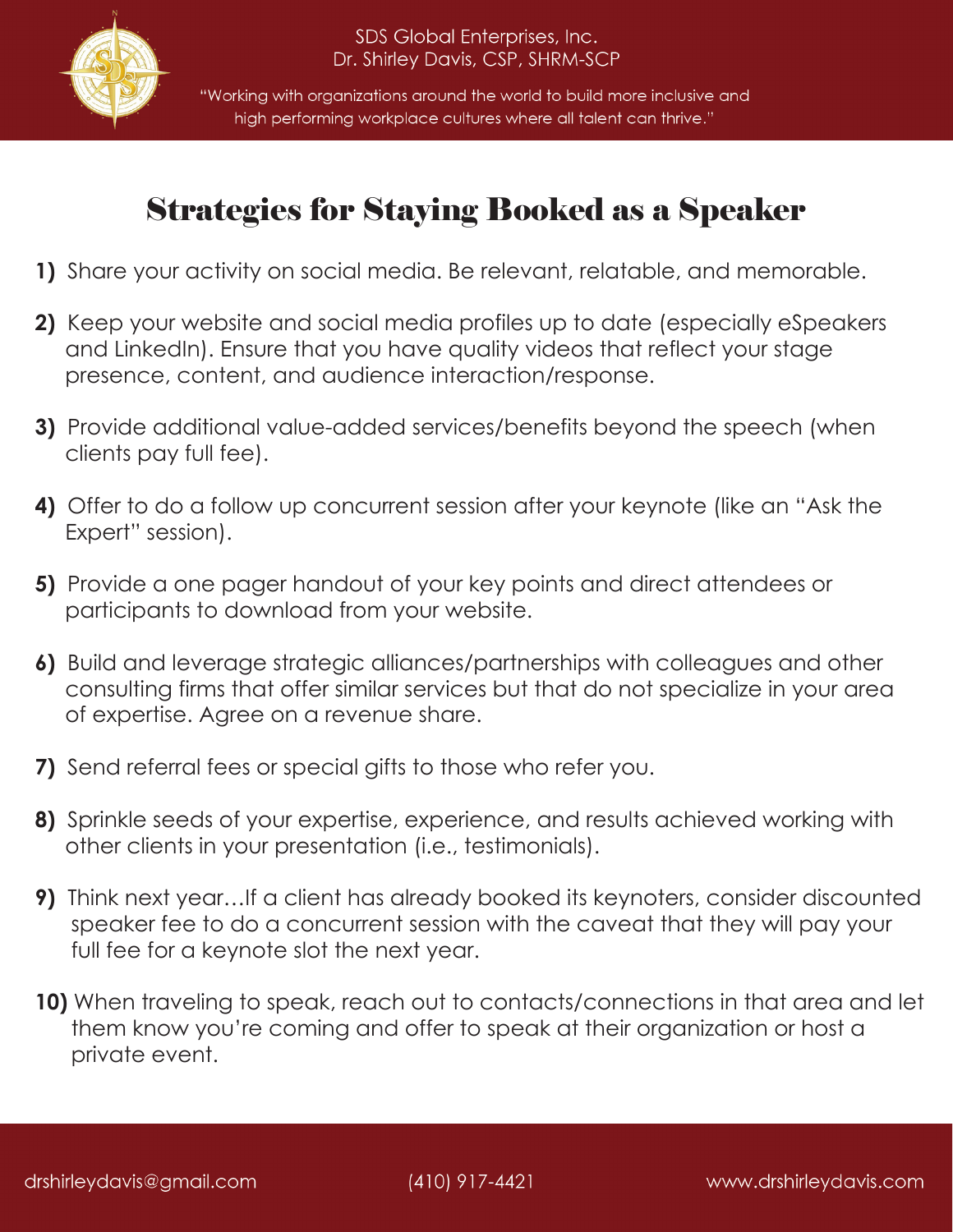SDS Global Enterprises, Inc.
Dr. Shirley Davis, CSP, SHRM-SCP

"Working with organizations around the world to build more inclusive and high performing workplace cultures where all talent can thrive."

# Strategies for Staying Booked as a Speaker

1) Share your activity on social media. Be relevant, relatable, and memorable.
2) Keep your website and social media profiles up to date (especially eSpeakers and LinkedIn). Ensure that you have quality videos that reflect your stage presence, content, and audience interaction/response.
3) Provide additional value-added services/benefits beyond the speech (when clients pay full fee).
4) Offer to do a follow up concurrent session after your keynote (like an "Ask the Expert" session).
5) Provide a one pager handout of your key points and direct attendees or participants to download from your website.
6) Build and leverage strategic alliances/partnerships with colleagues and other consulting firms that offer similar services but that do not specialize in your area of expertise. Agree on a revenue share.
7) Send referral fees or special gifts to those who refer you.
8) Sprinkle seeds of your expertise, experience, and results achieved working with other clients in your presentation (i.e., testimonials).
9) Think next year…If a client has already booked its keynoters, consider discounted speaker fee to do a concurrent session with the caveat that they will pay your full fee for a keynote slot the next year.
10) When traveling to speak, reach out to contacts/connections in that area and let them know you're coming and offer to speak at their organization or host a private event.

drshirleydavis@gmail.com (410) 917-4421 www.drshirleydavis.com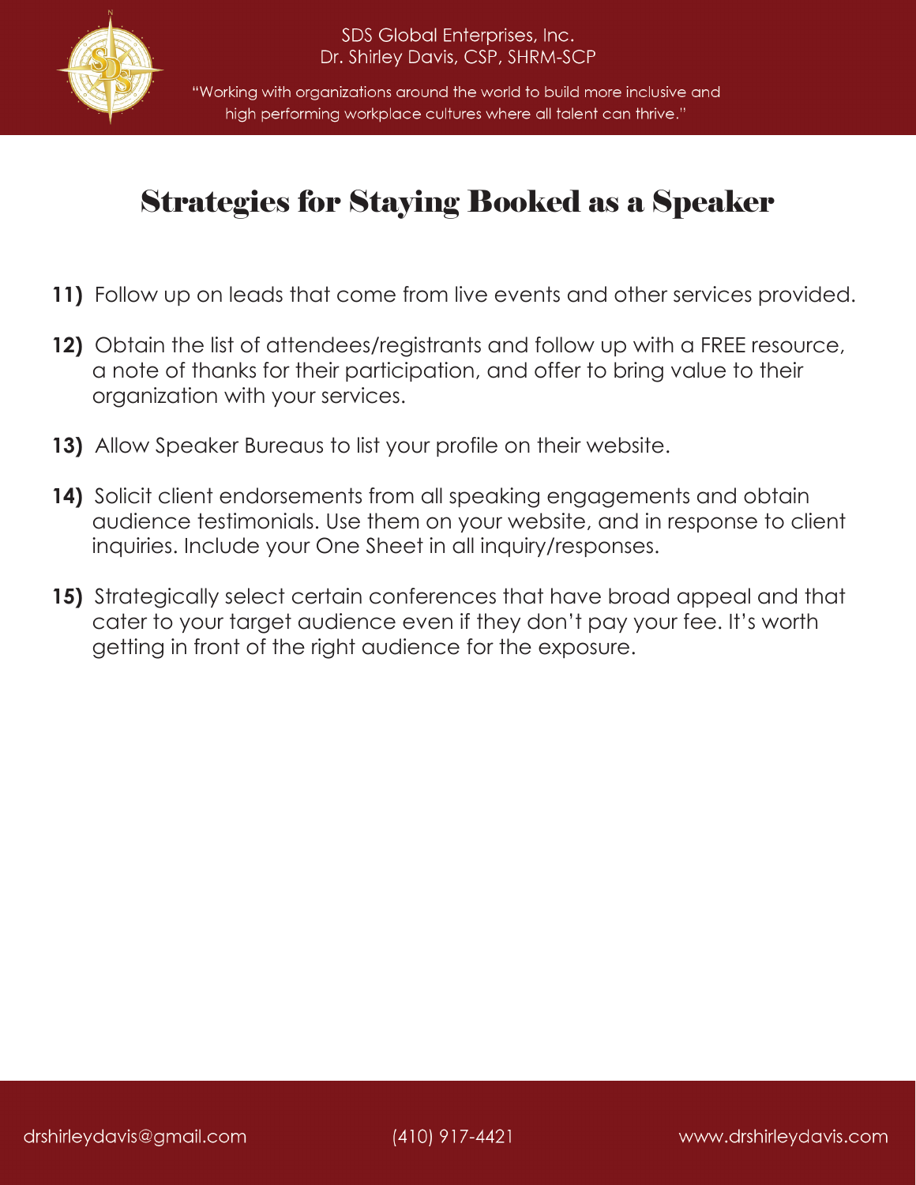# Strategies for Staying Booked as a Speaker

**11)** Follow up on leads that come from live events and other services provided.

**12)** Obtain the list of attendees/registrants and follow up with a FREE resource, a note of thanks for their participation, and offer to bring value to their organization with your services.

**13)** Allow Speaker Bureaus to list your profile on their website.

**14)** Solicit client endorsements from all speaking engagements and obtain audience testimonials. Use them on your website, and in response to client inquiries. Include your One Sheet in all inquiry/responses.

**15)** Strategically select certain conferences that have broad appeal and that cater to your target audience even if they don't pay your fee. It's worth getting in front of the right audience for the exposure.